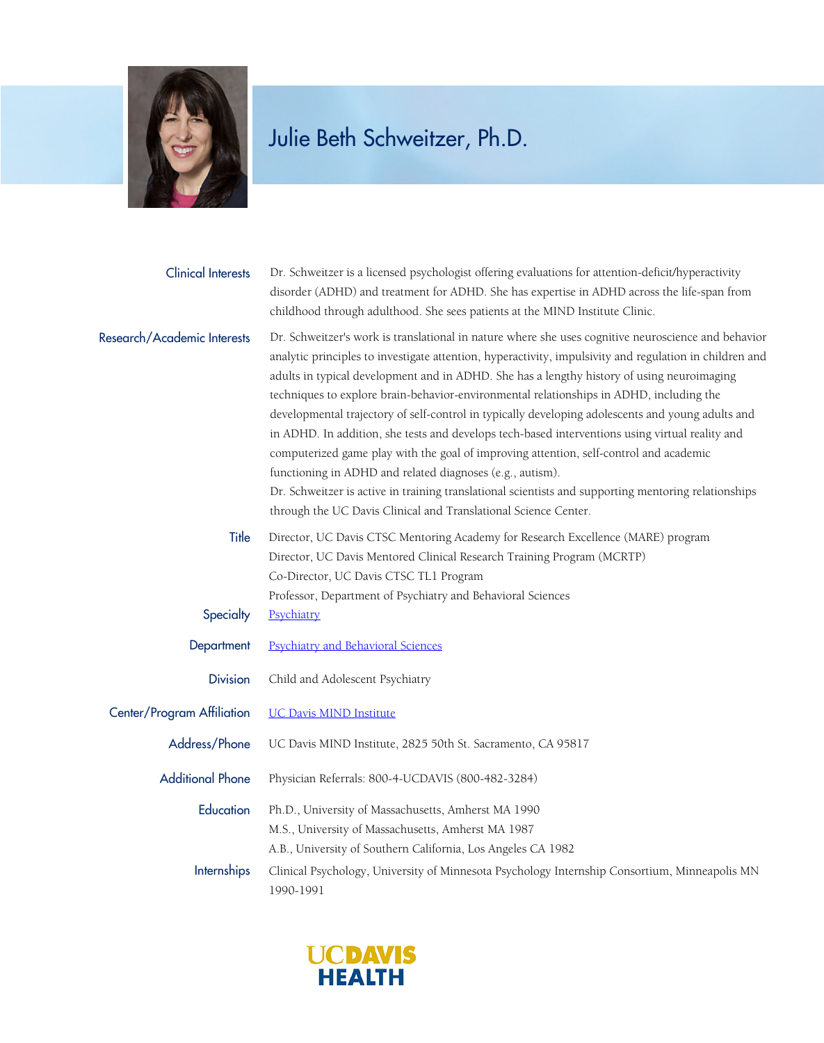# Julie Beth Schweitzer, Ph.D.

**Clinical Interests**

Dr. Schweitzer is a licensed psychologist offering evaluations for attention-deficit/hyperactivity disorder (ADHD) and treatment for ADHD. She has expertise in ADHD across the life-span from childhood through adulthood. She sees patients at the MIND Institute Clinic.

**Research/Academic Interests**

Dr. Schweitzer's work is translational in nature where she uses cognitive neuroscience and behavior analytic principles to investigate attention, hyperactivity, impulsivity and regulation in children and adults in typical development and in ADHD. She has a lengthy history of using neuroimaging techniques to explore brain-behavior-environmental relationships in ADHD, including the developmental trajectory of self-control in typically developing adolescents and young adults and in ADHD. In addition, she tests and develops tech-based interventions using virtual reality and computerized game play with the goal of improving attention, self-control and academic functioning in ADHD and related diagnoses (e.g., autism).

Dr. Schweitzer is active in training translational scientists and supporting mentoring relationships through the UC Davis Clinical and Translational Science Center.

**Title**

Director, UC Davis CTSC Mentoring Academy for Research Excellence (MARE) program
Director, UC Davis Mentored Clinical Research Training Program (MCRTP)
Co-Director, UC Davis CTSC TL1 Program
Professor, Department of Psychiatry and Behavioral Sciences

**Specialty**

Psychiatry

**Department**

Psychiatry and Behavioral Sciences

**Division**

Child and Adolescent Psychiatry

**Center/Program Affiliation**

UC Davis MIND Institute

**Address/Phone**

UC Davis MIND Institute, 2825 50th St. Sacramento, CA 95817

**Additional Phone**

Physician Referrals: 800-4-UCDAVIS (800-482-3284)

**Education**

Ph.D., University of Massachusetts, Amherst MA 1990
M.S., University of Massachusetts, Amherst MA 1987
A.B., University of Southern California, Los Angeles CA 1982

**Internships**

Clinical Psychology, University of Minnesota Psychology Internship Consortium, Minneapolis MN 1990-1991

UC DAVIS HEALTH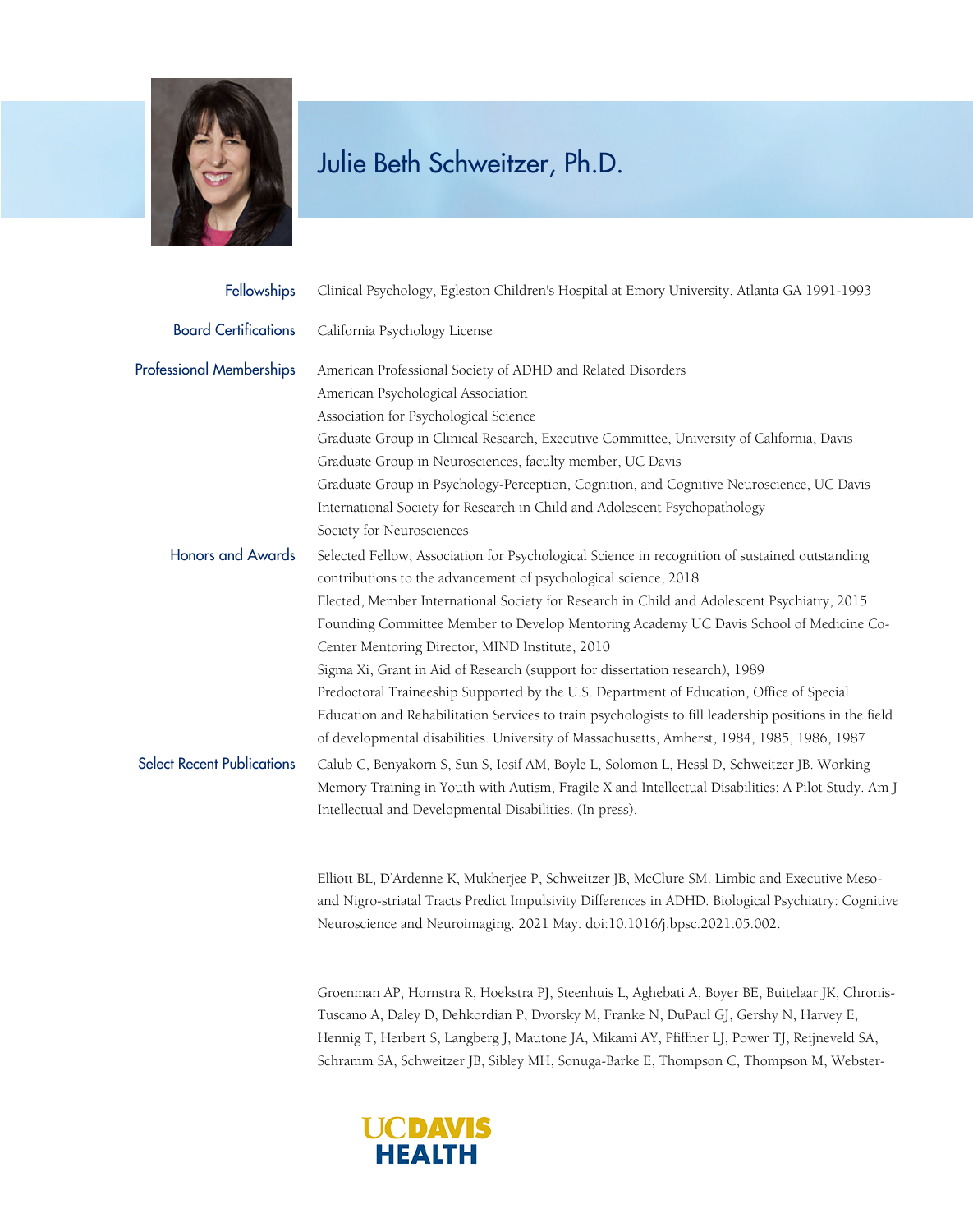# Julie Beth Schweitzer, Ph.D.

**Fellowships**

Clinical Psychology, Egleston Children's Hospital at Emory University, Atlanta GA 1991-1993

**Board Certifications**

California Psychology License

**Professional Memberships**

American Professional Society of ADHD and Related Disorders
American Psychological Association
Association for Psychological Science
Graduate Group in Clinical Research, Executive Committee, University of California, Davis
Graduate Group in Neurosciences, faculty member, UC Davis
Graduate Group in Psychology-Perception, Cognition, and Cognitive Neuroscience, UC Davis
International Society for Research in Child and Adolescent Psychopathology
Society for Neurosciences

**Honors and Awards**

Selected Fellow, Association for Psychological Science in recognition of sustained outstanding contributions to the advancement of psychological science, 2018
Elected, Member International Society for Research in Child and Adolescent Psychiatry, 2015
Founding Committee Member to Develop Mentoring Academy UC Davis School of Medicine Co-Center Mentoring Director, MIND Institute, 2010
Sigma Xi, Grant in Aid of Research (support for dissertation research), 1989
Predoctoral Traineeship Supported by the U.S. Department of Education, Office of Special Education and Rehabilitation Services to train psychologists to fill leadership positions in the field of developmental disabilities. University of Massachusetts, Amherst, 1984, 1985, 1986, 1987

**Select Recent Publications**

Calub C, Benyakorn S, Sun S, Iosif AM, Boyle L, Solomon L, Hessl D, Schweitzer JB. Working Memory Training in Youth with Autism, Fragile X and Intellectual Disabilities: A Pilot Study. Am J Intellectual and Developmental Disabilities. (In press).

Elliott BL, D'Ardenne K, Mukherjee P, Schweitzer JB, McClure SM. Limbic and Executive Meso- and Nigro-striatal Tracts Predict Impulsivity Differences in ADHD. Biological Psychiatry: Cognitive Neuroscience and Neuroimaging. 2021 May. doi:10.1016/j.bpsc.2021.05.002.

Groenman AP, Hornstra R, Hoekstra PJ, Steenhuis L, Aghebati A, Boyer BE, Buitelaar JK, Chronis-Tuscano A, Daley D, Dehkordian P, Dvorsky M, Franke N, DuPaul GJ, Gershy N, Harvey E, Hennig T, Herbert S, Langberg J, Mautone JA, Mikami AY, Pfiffner LJ, Power TJ, Reijneveld SA, Schramm SA, Schweitzer JB, Sibley MH, Sonuga-Barke E, Thompson C, Thompson M, Webster-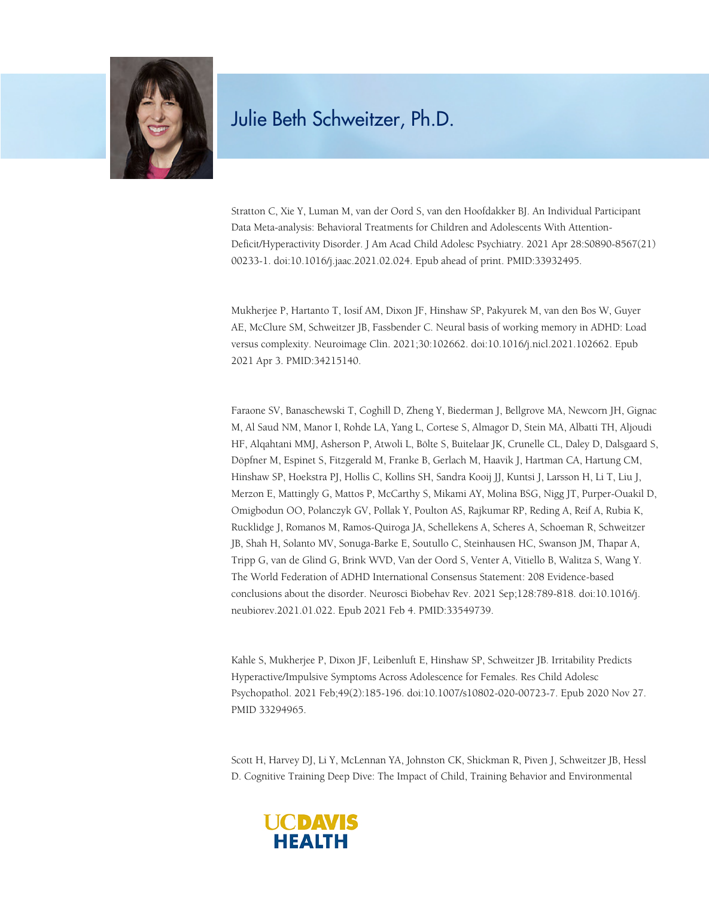# Julie Beth Schweitzer, Ph.D.

Stratton C, Xie Y, Luman M, van der Oord S, van den Hoofdakker BJ. An Individual Participant Data Meta-analysis: Behavioral Treatments for Children and Adolescents With Attention-Deficit/Hyperactivity Disorder. J Am Acad Child Adolesc Psychiatry. 2021 Apr 28:S0890-8567(21)00233-1. doi:10.1016/j.jaac.2021.02.024. Epub ahead of print. PMID:33932495.

Mukherjee P, Hartanto T, Iosif AM, Dixon JF, Hinshaw SP, Pakyurek M, van den Bos W, Guyer AE, McClure SM, Schweitzer JB, Fassbender C. Neural basis of working memory in ADHD: Load versus complexity. Neuroimage Clin. 2021;30:102662. doi:10.1016/j.nicl.2021.102662. Epub 2021 Apr 3. PMID:34215140.

Faraone SV, Banaschewski T, Coghill D, Zheng Y, Biederman J, Bellgrove MA, Newcorn JH, Gignac M, Al Saud NM, Manor I, Rohde LA, Yang L, Cortese S, Almagor D, Stein MA, Albatti TH, Aljoudi HF, Alqahtani MMJ, Asherson P, Atwoli L, Bölte S, Buitelaar JK, Crunelle CL, Daley D, Dalsgaard S, Döpfner M, Espinet S, Fitzgerald M, Franke B, Gerlach M, Haavik J, Hartman CA, Hartung CM, Hinshaw SP, Hoekstra PJ, Hollis C, Kollins SH, Sandra Kooij JJ, Kuntsi J, Larsson H, Li T, Liu J, Merzon E, Mattingly G, Mattos P, McCarthy S, Mikami AY, Molina BSG, Nigg JT, Purper-Ouakil D, Omigbodun OO, Polanczyk GV, Pollak Y, Poulton AS, Rajkumar RP, Reding A, Reif A, Rubia K, Rucklidge J, Romanos M, Ramos-Quiroga JA, Schellekens A, Scheres A, Schoeman R, Schweitzer JB, Shah H, Solanto MV, Sonuga-Barke E, Soutullo C, Steinhausen HC, Swanson JM, Thapar A, Tripp G, van de Glind G, Brink WVD, Van der Oord S, Venter A, Vitiello B, Walitza S, Wang Y. The World Federation of ADHD International Consensus Statement: 208 Evidence-based conclusions about the disorder. Neurosci Biobehav Rev. 2021 Sep;128:789-818. doi:10.1016/j.neubiorev.2021.01.022. Epub 2021 Feb 4. PMID:33549739.

Kahle S, Mukherjee P, Dixon JF, Leibenluft E, Hinshaw SP, Schweitzer JB. Irritability Predicts Hyperactive/Impulsive Symptoms Across Adolescence for Females. Res Child Adolesc Psychopathol. 2021 Feb;49(2):185-196. doi:10.1007/s10802-020-00723-7. Epub 2020 Nov 27. PMID 33294965.

Scott H, Harvey DJ, Li Y, McLennan YA, Johnston CK, Shickman R, Piven J, Schweitzer JB, Hessl D. Cognitive Training Deep Dive: The Impact of Child, Training Behavior and Environmental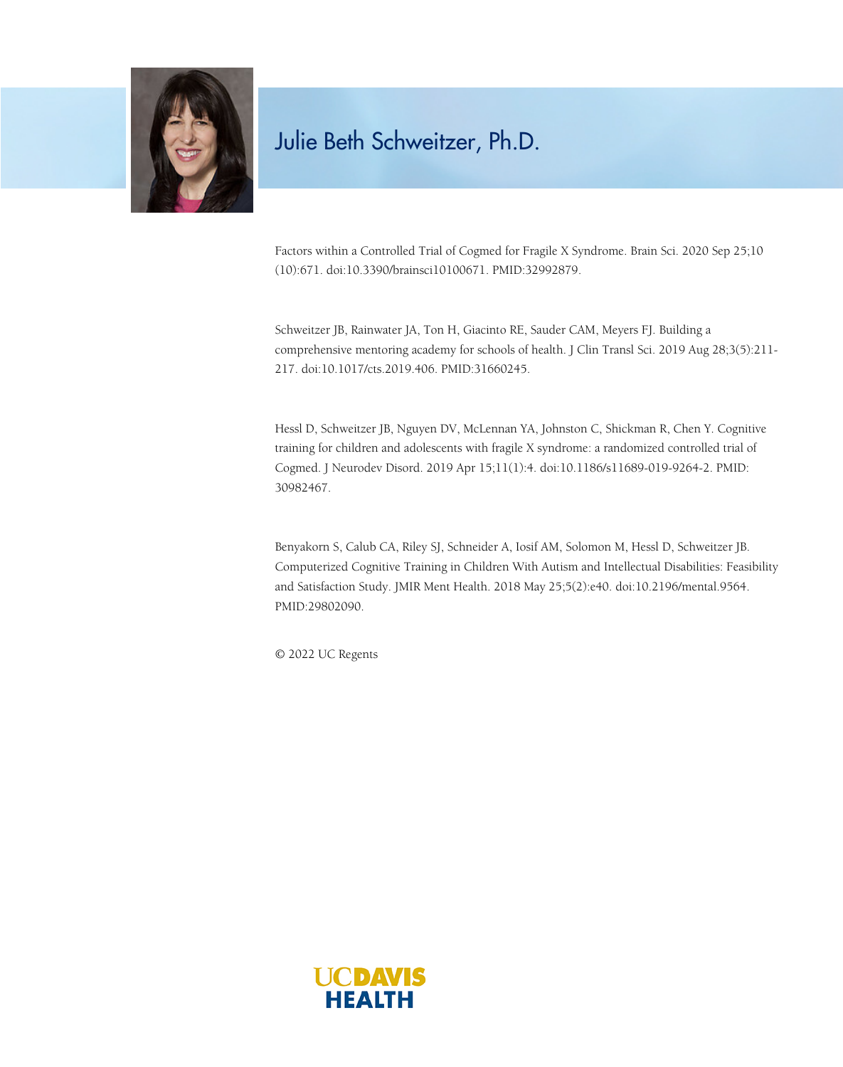# Julie Beth Schweitzer, Ph.D.

Factors within a Controlled Trial of Cogmed for Fragile X Syndrome. Brain Sci. 2020 Sep 25;10 (10):671. doi:10.3390/brainsci10100671. PMID:32992879.

Schweitzer JB, Rainwater JA, Ton H, Giacinto RE, Sauder CAM, Meyers FJ. Building a comprehensive mentoring academy for schools of health. J Clin Transl Sci. 2019 Aug 28;3(5):211-217. doi:10.1017/cts.2019.406. PMID:31660245.

Hessl D, Schweitzer JB, Nguyen DV, McLennan YA, Johnston C, Shickman R, Chen Y. Cognitive training for children and adolescents with fragile X syndrome: a randomized controlled trial of Cogmed. J Neurodev Disord. 2019 Apr 15;11(1):4. doi:10.1186/s11689-019-9264-2. PMID: 30982467.

Benyakorn S, Calub CA, Riley SJ, Schneider A, Iosif AM, Solomon M, Hessl D, Schweitzer JB. Computerized Cognitive Training in Children With Autism and Intellectual Disabilities: Feasibility and Satisfaction Study. JMIR Ment Health. 2018 May 25;5(2):e40. doi:10.2196/mental.9564. PMID:29802090.

© 2022 UC Regents

UC DAVIS HEALTH